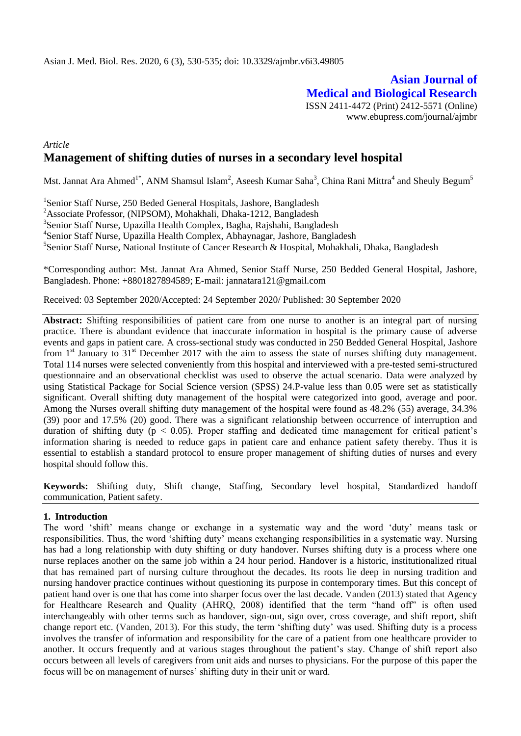Asian J. Med. Biol. Res. 2020, 6 (3), 530-535; doi: 10.3329/ajmbr.v6i3.49805

**Asian Journal of Medical and Biological Research**

ISSN 2411-4472 (Print) 2412-5571 (Online)
www.ebupress.com/journal/ajmbr

*Article*

# Management of shifting duties of nurses in a secondary level hospital

Mst. Jannat Ara Ahmed[1*], ANM Shamsul Islam[2], Aseesh Kumar Saha[3], China Rani Mittra[4] and Sheuly Begum[5]

[1]Senior Staff Nurse, 250 Beded General Hospitals, Jashore, Bangladesh
[2]Associate Professor, (NIPSOM), Mohakhali, Dhaka-1212, Bangladesh
[3]Senior Staff Nurse, Upazilla Health Complex, Bagha, Rajshahi, Bangladesh
[4]Senior Staff Nurse, Upazilla Health Complex, Abhaynagar, Jashore, Bangladesh
[5]Senior Staff Nurse, National Institute of Cancer Research & Hospital, Mohakhali, Dhaka, Bangladesh

*Corresponding author: Mst. Jannat Ara Ahmed, Senior Staff Nurse, 250 Bedded General Hospital, Jashore, Bangladesh. Phone: +8801827894589; E-mail: jannatara121@gmail.com

Received: 03 September 2020/Accepted: 24 September 2020/ Published: 30 September 2020

**Abstract:** Shifting responsibilities of patient care from one nurse to another is an integral part of nursing practice. There is abundant evidence that inaccurate information in hospital is the primary cause of adverse events and gaps in patient care. A cross-sectional study was conducted in 250 Bedded General Hospital, Jashore from 1st January to 31st December 2017 with the aim to assess the state of nurses shifting duty management. Total 114 nurses were selected conveniently from this hospital and interviewed with a pre-tested semi-structured questionnaire and an observational checklist was used to observe the actual scenario. Data were analyzed by using Statistical Package for Social Science version (SPSS) 24.P-value less than 0.05 were set as statistically significant. Overall shifting duty management of the hospital were categorized into good, average and poor. Among the Nurses overall shifting duty management of the hospital were found as 48.2% (55) average, 34.3% (39) poor and 17.5% (20) good. There was a significant relationship between occurrence of interruption and duration of shifting duty ($p < 0.05$). Proper staffing and dedicated time management for critical patient's information sharing is needed to reduce gaps in patient care and enhance patient safety thereby. Thus it is essential to establish a standard protocol to ensure proper management of shifting duties of nurses and every hospital should follow this.

**Keywords:** Shifting duty, Shift change, Staffing, Secondary level hospital, Standardized handoff communication, Patient safety.

## 1. Introduction

The word 'shift' means change or exchange in a systematic way and the word 'duty' means task or responsibilities. Thus, the word 'shifting duty' means exchanging responsibilities in a systematic way. Nursing has had a long relationship with duty shifting or duty handover. Nurses shifting duty is a process where one nurse replaces another on the same job within a 24 hour period. Handover is a historic, institutionalized ritual that has remained part of nursing culture throughout the decades. Its roots lie deep in nursing tradition and nursing handover practice continues without questioning its purpose in contemporary times. But this concept of patient hand over is one that has come into sharper focus over the last decade. Vanden (2013) stated that Agency for Healthcare Research and Quality (AHRQ, 2008) identified that the term "hand off" is often used interchangeably with other terms such as handover, sign-out, sign over, cross coverage, and shift report, shift change report etc. (Vanden, 2013). For this study, the term 'shifting duty' was used. Shifting duty is a process involves the transfer of information and responsibility for the care of a patient from one healthcare provider to another. It occurs frequently and at various stages throughout the patient's stay. Change of shift report also occurs between all levels of caregivers from unit aids and nurses to physicians. For the purpose of this paper the focus will be on management of nurses' shifting duty in their unit or ward.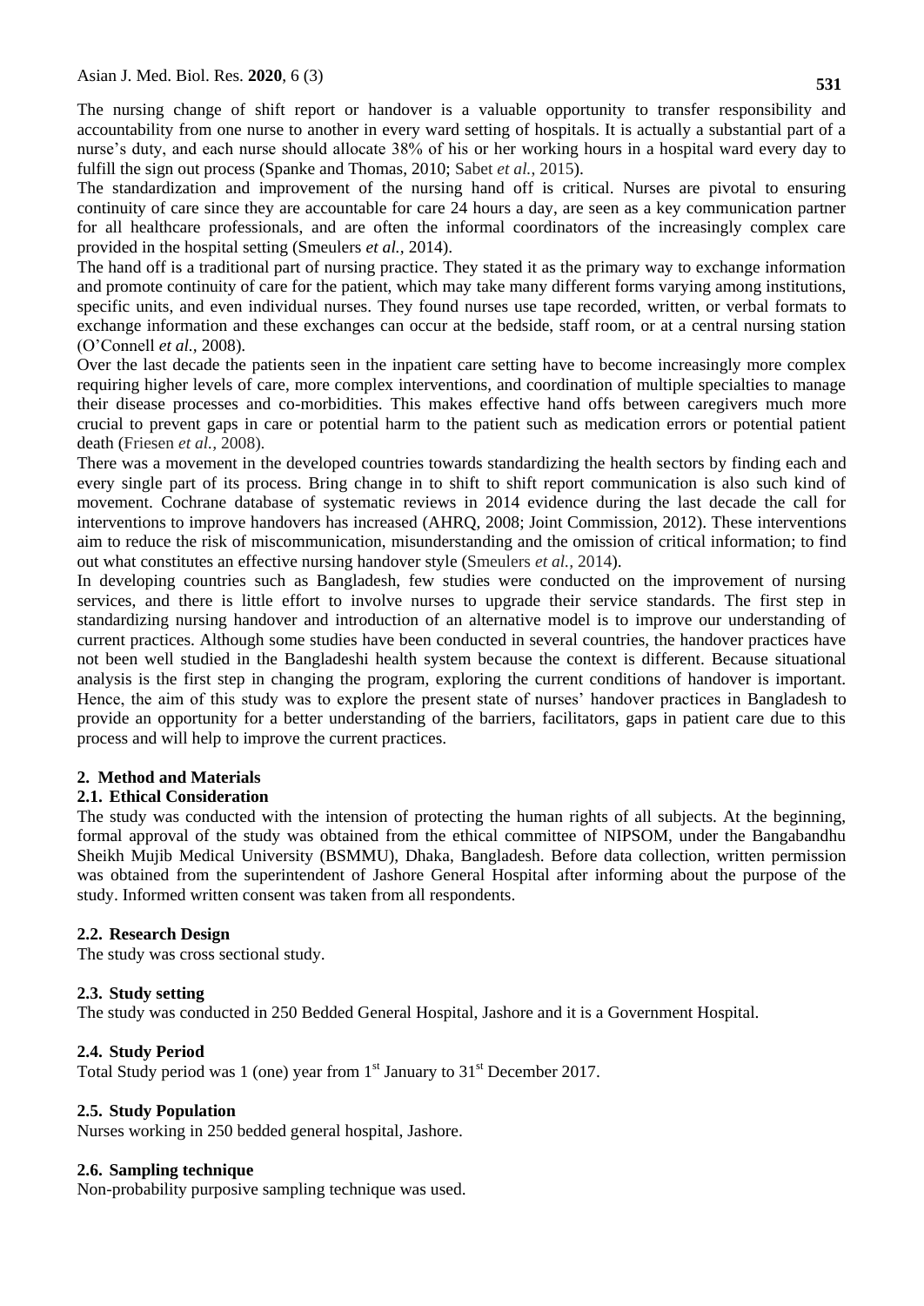The nursing change of shift report or handover is a valuable opportunity to transfer responsibility and accountability from one nurse to another in every ward setting of hospitals. It is actually a substantial part of a nurse's duty, and each nurse should allocate 38% of his or her working hours in a hospital ward every day to fulfill the sign out process (Spanke and Thomas, 2010; Sabet *et al.*, 2015).

The standardization and improvement of the nursing hand off is critical. Nurses are pivotal to ensuring continuity of care since they are accountable for care 24 hours a day, are seen as a key communication partner for all healthcare professionals, and are often the informal coordinators of the increasingly complex care provided in the hospital setting (Smeulers *et al.,* 2014).

The hand off is a traditional part of nursing practice. They stated it as the primary way to exchange information and promote continuity of care for the patient, which may take many different forms varying among institutions, specific units, and even individual nurses. They found nurses use tape recorded, written, or verbal formats to exchange information and these exchanges can occur at the bedside, staff room, or at a central nursing station (O'Connell *et al.,* 2008).

Over the last decade the patients seen in the inpatient care setting have to become increasingly more complex requiring higher levels of care, more complex interventions, and coordination of multiple specialties to manage their disease processes and co-morbidities. This makes effective hand offs between caregivers much more crucial to prevent gaps in care or potential harm to the patient such as medication errors or potential patient death (Friesen *et al.,* 2008).

There was a movement in the developed countries towards standardizing the health sectors by finding each and every single part of its process. Bring change in to shift to shift report communication is also such kind of movement. Cochrane database of systematic reviews in 2014 evidence during the last decade the call for interventions to improve handovers has increased (AHRQ, 2008; Joint Commission, 2012). These interventions aim to reduce the risk of miscommunication, misunderstanding and the omission of critical information; to find out what constitutes an effective nursing handover style (Smeulers *et al.,* 2014).

In developing countries such as Bangladesh, few studies were conducted on the improvement of nursing services, and there is little effort to involve nurses to upgrade their service standards. The first step in standardizing nursing handover and introduction of an alternative model is to improve our understanding of current practices. Although some studies have been conducted in several countries, the handover practices have not been well studied in the Bangladeshi health system because the context is different. Because situational analysis is the first step in changing the program, exploring the current conditions of handover is important. Hence, the aim of this study was to explore the present state of nurses' handover practices in Bangladesh to provide an opportunity for a better understanding of the barriers, facilitators, gaps in patient care due to this process and will help to improve the current practices.

## 2. Method and Materials

### 2.1. Ethical Consideration

The study was conducted with the intension of protecting the human rights of all subjects. At the beginning, formal approval of the study was obtained from the ethical committee of NIPSOM, under the Bangabandhu Sheikh Mujib Medical University (BSMMU), Dhaka, Bangladesh. Before data collection, written permission was obtained from the superintendent of Jashore General Hospital after informing about the purpose of the study. Informed written consent was taken from all respondents.

### 2.2. Research Design

The study was cross sectional study.

### 2.3. Study setting

The study was conducted in 250 Bedded General Hospital, Jashore and it is a Government Hospital.

### 2.4. Study Period

Total Study period was 1 (one) year from 1st January to 31st December 2017.

### 2.5. Study Population

Nurses working in 250 bedded general hospital, Jashore.

### 2.6. Sampling technique

Non-probability purposive sampling technique was used.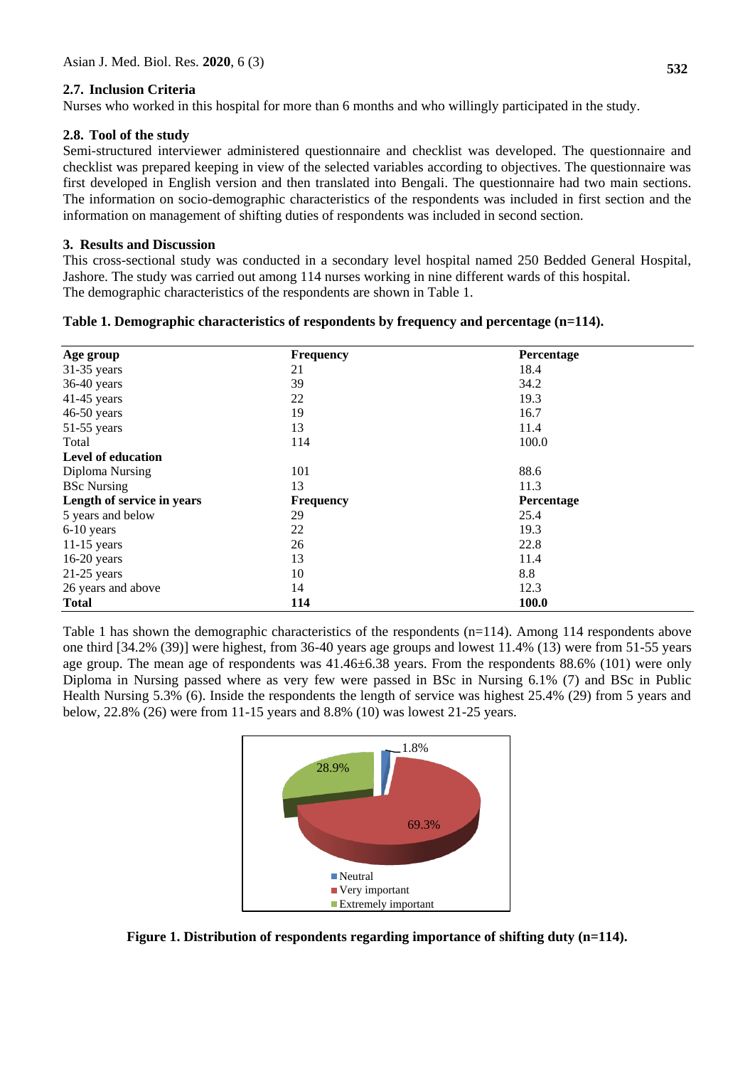### 2.7. Inclusion Criteria

Nurses who worked in this hospital for more than 6 months and who willingly participated in the study.

### 2.8. Tool of the study

Semi-structured interviewer administered questionnaire and checklist was developed. The questionnaire and checklist was prepared keeping in view of the selected variables according to objectives. The questionnaire was first developed in English version and then translated into Bengali. The questionnaire had two main sections. The information on socio-demographic characteristics of the respondents was included in first section and the information on management of shifting duties of respondents was included in second section.

## 3. Results and Discussion

This cross-sectional study was conducted in a secondary level hospital named 250 Bedded General Hospital, Jashore. The study was carried out among 114 nurses working in nine different wards of this hospital.
The demographic characteristics of the respondents are shown in Table 1.

**Table 1. Demographic characteristics of respondents by frequency and percentage (n=114).**

| **Age group** | **Frequency** | **Percentage** |
|---|---|---|
| 31-35 years | 21 | 18.4 |
| 36-40 years | 39 | 34.2 |
| 41-45 years | 22 | 19.3 |
| 46-50 years | 19 | 16.7 |
| 51-55 years | 13 | 11.4 |
| Total | 114 | 100.0 |
| **Level of education** | | |
| Diploma Nursing | 101 | 88.6 |
| BSc Nursing | 13 | 11.3 |
| **Length of service in years** | **Frequency** | **Percentage** |
| 5 years and below | 29 | 25.4 |
| 6-10 years | 22 | 19.3 |
| 11-15 years | 26 | 22.8 |
| 16-20 years | 13 | 11.4 |
| 21-25 years | 10 | 8.8 |
| 26 years and above | 14 | 12.3 |
| **Total** | **114** | **100.0** |

Table 1 has shown the demographic characteristics of the respondents (n=114). Among 114 respondents above one third [34.2% (39)] were highest, from 36-40 years age groups and lowest 11.4% (13) were from 51-55 years age group. The mean age of respondents was 41.46±6.38 years. From the respondents 88.6% (101) were only Diploma in Nursing passed where as very few were passed in BSc in Nursing 6.1% (7) and BSc in Public Health Nursing 5.3% (6). Inside the respondents the length of service was highest 25.4% (29) from 5 years and below, 22.8% (26) were from 11-15 years and 8.8% (10) was lowest 21-25 years.

**Figure 1. Distribution of respondents regarding importance of shifting duty (n=114).**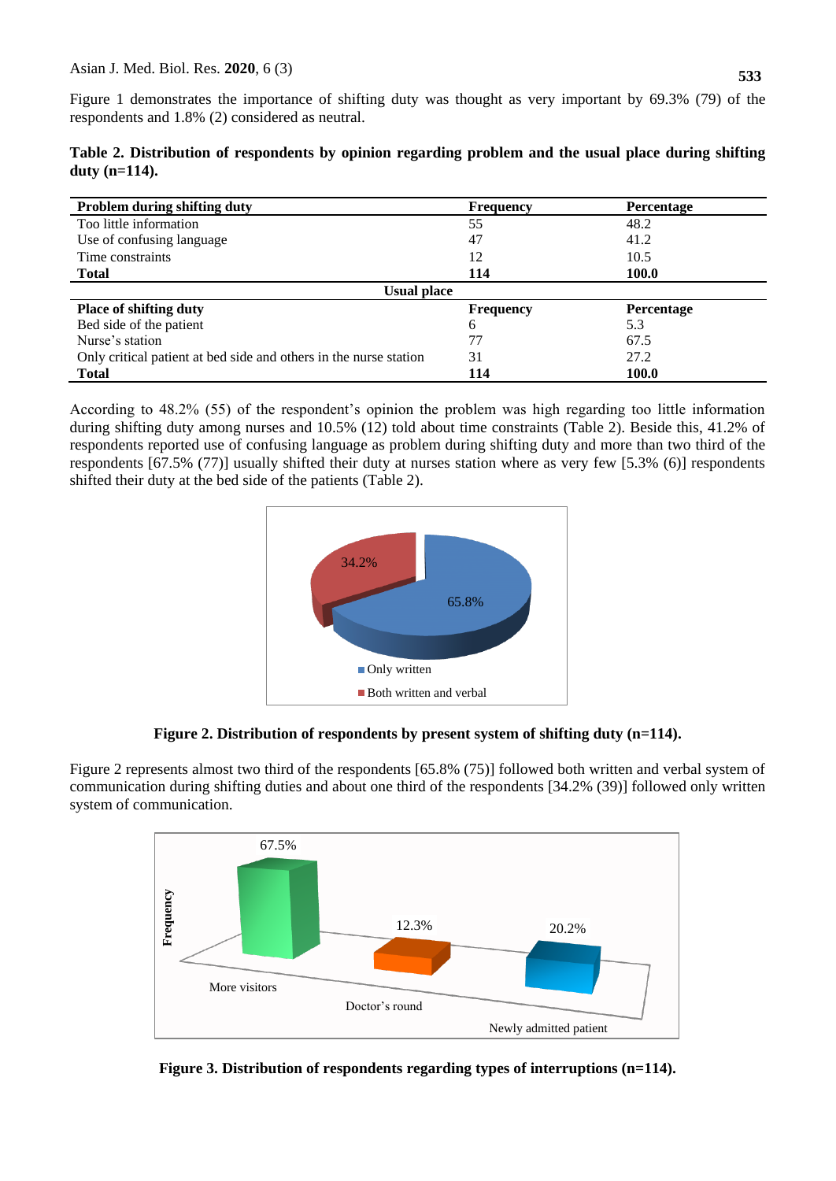Figure 1 demonstrates the importance of shifting duty was thought as very important by 69.3% (79) of the respondents and 1.8% (2) considered as neutral.

**Table 2. Distribution of respondents by opinion regarding problem and the usual place during shifting duty (n=114).**

| Problem during shifting duty | Frequency | Percentage |
|---|---|---|
| Too little information | 55 | 48.2 |
| Use of confusing language | 47 | 41.2 |
| Time constraints | 12 | 10.5 |
| **Total** | **114** | **100.0** |
| **Usual place** | | |
| **Place of shifting duty** | **Frequency** | **Percentage** |
| Bed side of the patient | 6 | 5.3 |
| Nurse's station | 77 | 67.5 |
| Only critical patient at bed side and others in the nurse station | 31 | 27.2 |
| **Total** | **114** | **100.0** |

According to 48.2% (55) of the respondent's opinion the problem was high regarding too little information during shifting duty among nurses and 10.5% (12) told about time constraints (Table 2). Beside this, 41.2% of respondents reported use of confusing language as problem during shifting duty and more than two third of the respondents [67.5% (77)] usually shifted their duty at nurses station where as very few [5.3% (6)] respondents shifted their duty at the bed side of the patients (Table 2).

**Figure 2. Distribution of respondents by present system of shifting duty (n=114).**

Figure 2 represents almost two third of the respondents [65.8% (75)] followed both written and verbal system of communication during shifting duties and about one third of the respondents [34.2% (39)] followed only written system of communication.

**Figure 3. Distribution of respondents regarding types of interruptions (n=114).**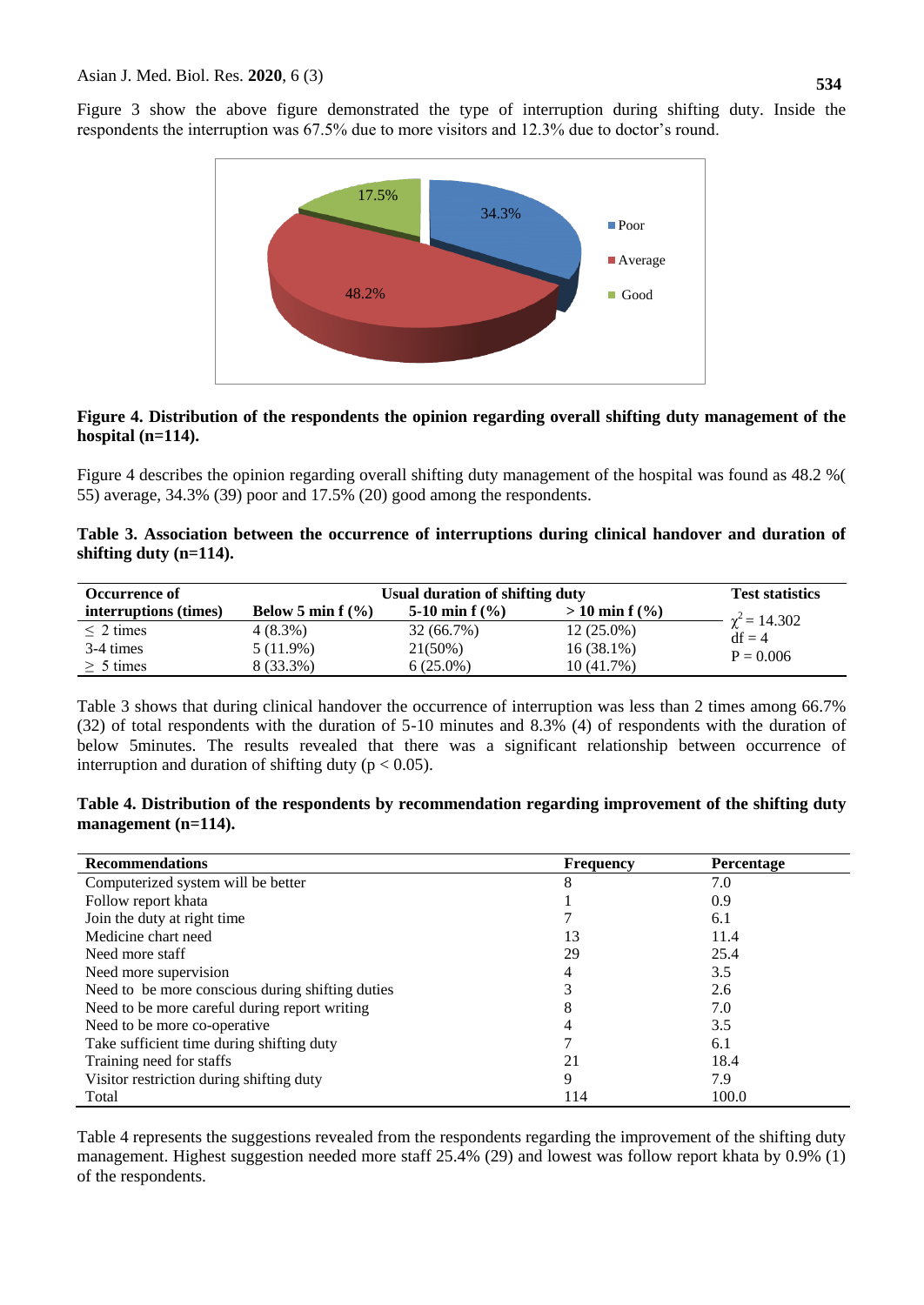Figure 3 show the above figure demonstrated the type of interruption during shifting duty. Inside the respondents the interruption was 67.5% due to more visitors and 12.3% due to doctor's round.

**Figure 4. Distribution of the respondents the opinion regarding overall shifting duty management of the hospital (n=114).**

Figure 4 describes the opinion regarding overall shifting duty management of the hospital was found as 48.2 %( 55) average, 34.3% (39) poor and 17.5% (20) good among the respondents.

**Table 3. Association between the occurrence of interruptions during clinical handover and duration of shifting duty (n=114).**

| Occurrence of interruptions (times) | Usual duration of shifting duty | | | Test statistics |
|---|---|---|---|---|
| | Below 5 min f (%) | 5-10 min f (%) | > 10 min f (%) | |
| ≤ 2 times | 4 (8.3%) | 32 (66.7%) | 12 (25.0%) | $\chi^2 = 14.302$ |
| 3-4 times | 5 (11.9%) | 21(50%) | 16 (38.1%) | df = 4 |
| ≥ 5 times | 8 (33.3%) | 6 (25.0%) | 10 (41.7%) | P = 0.006 |

Table 3 shows that during clinical handover the occurrence of interruption was less than 2 times among 66.7% (32) of total respondents with the duration of 5-10 minutes and 8.3% (4) of respondents with the duration of below 5minutes. The results revealed that there was a significant relationship between occurrence of interruption and duration of shifting duty ($p < 0.05$).

**Table 4. Distribution of the respondents by recommendation regarding improvement of the shifting duty management (n=114).**

| Recommendations | Frequency | Percentage |
|---|---|---|
| Computerized system will be better | 8 | 7.0 |
| Follow report khata | 1 | 0.9 |
| Join the duty at right time | 7 | 6.1 |
| Medicine chart need | 13 | 11.4 |
| Need more staff | 29 | 25.4 |
| Need more supervision | 4 | 3.5 |
| Need to be more conscious during shifting duties | 3 | 2.6 |
| Need to be more careful during report writing | 8 | 7.0 |
| Need to be more co-operative | 4 | 3.5 |
| Take sufficient time during shifting duty | 7 | 6.1 |
| Training need for staffs | 21 | 18.4 |
| Visitor restriction during shifting duty | 9 | 7.9 |
| Total | 114 | 100.0 |

Table 4 represents the suggestions revealed from the respondents regarding the improvement of the shifting duty management. Highest suggestion needed more staff 25.4% (29) and lowest was follow report khata by 0.9% (1) of the respondents.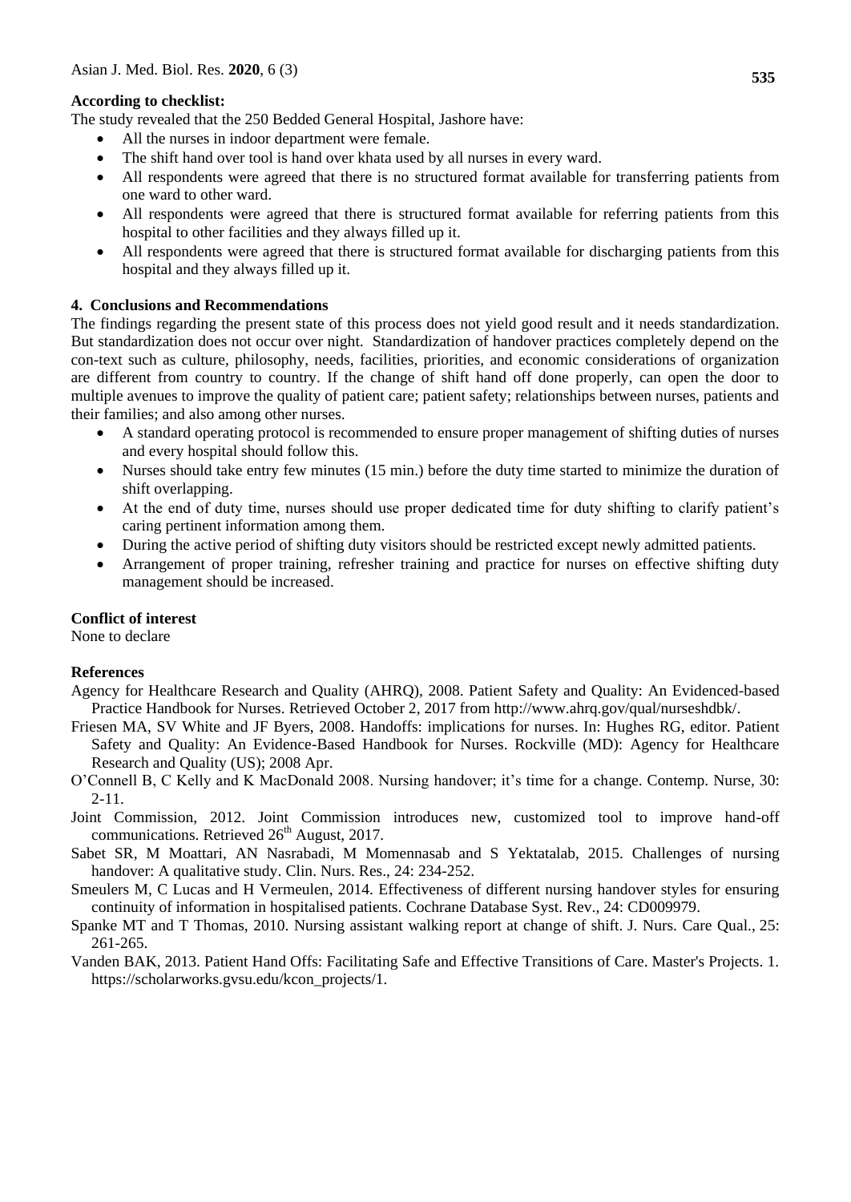**According to checklist:**

The study revealed that the 250 Bedded General Hospital, Jashore have:

- All the nurses in indoor department were female.
- The shift hand over tool is hand over khata used by all nurses in every ward.
- All respondents were agreed that there is no structured format available for transferring patients from one ward to other ward.
- All respondents were agreed that there is structured format available for referring patients from this hospital to other facilities and they always filled up it.
- All respondents were agreed that there is structured format available for discharging patients from this hospital and they always filled up it.

## 4. Conclusions and Recommendations

The findings regarding the present state of this process does not yield good result and it needs standardization. But standardization does not occur over night. Standardization of handover practices completely depend on the con-text such as culture, philosophy, needs, facilities, priorities, and economic considerations of organization are different from country to country. If the change of shift hand off done properly, can open the door to multiple avenues to improve the quality of patient care; patient safety; relationships between nurses, patients and their families; and also among other nurses.

- A standard operating protocol is recommended to ensure proper management of shifting duties of nurses and every hospital should follow this.
- Nurses should take entry few minutes (15 min.) before the duty time started to minimize the duration of shift overlapping.
- At the end of duty time, nurses should use proper dedicated time for duty shifting to clarify patient's caring pertinent information among them.
- During the active period of shifting duty visitors should be restricted except newly admitted patients.
- Arrangement of proper training, refresher training and practice for nurses on effective shifting duty management should be increased.

## Conflict of interest

None to declare

## References

Agency for Healthcare Research and Quality (AHRQ), 2008. Patient Safety and Quality: An Evidenced-based Practice Handbook for Nurses. Retrieved October 2, 2017 from http://www.ahrq.gov/qual/nurseshdbk/.

Friesen MA, SV White and JF Byers, 2008. Handoffs: implications for nurses. In: Hughes RG, editor. Patient Safety and Quality: An Evidence-Based Handbook for Nurses. Rockville (MD): Agency for Healthcare Research and Quality (US); 2008 Apr.

O'Connell B, C Kelly and K MacDonald 2008. Nursing handover; it's time for a change. Contemp. Nurse, 30: 2-11.

Joint Commission, 2012. Joint Commission introduces new, customized tool to improve hand-off communications. Retrieved 26th August, 2017.

Sabet SR, M Moattari, AN Nasrabadi, M Momennasab and S Yektatalab, 2015. Challenges of nursing handover: A qualitative study. Clin. Nurs. Res., 24: 234-252.

Smeulers M, C Lucas and H Vermeulen, 2014. Effectiveness of different nursing handover styles for ensuring continuity of information in hospitalised patients. Cochrane Database Syst. Rev., 24: CD009979.

Spanke MT and T Thomas, 2010. Nursing assistant walking report at change of shift. J. Nurs. Care Qual., 25: 261-265.

Vanden BAK, 2013. Patient Hand Offs: Facilitating Safe and Effective Transitions of Care. Master's Projects. 1. https://scholarworks.gvsu.edu/kcon_projects/1.